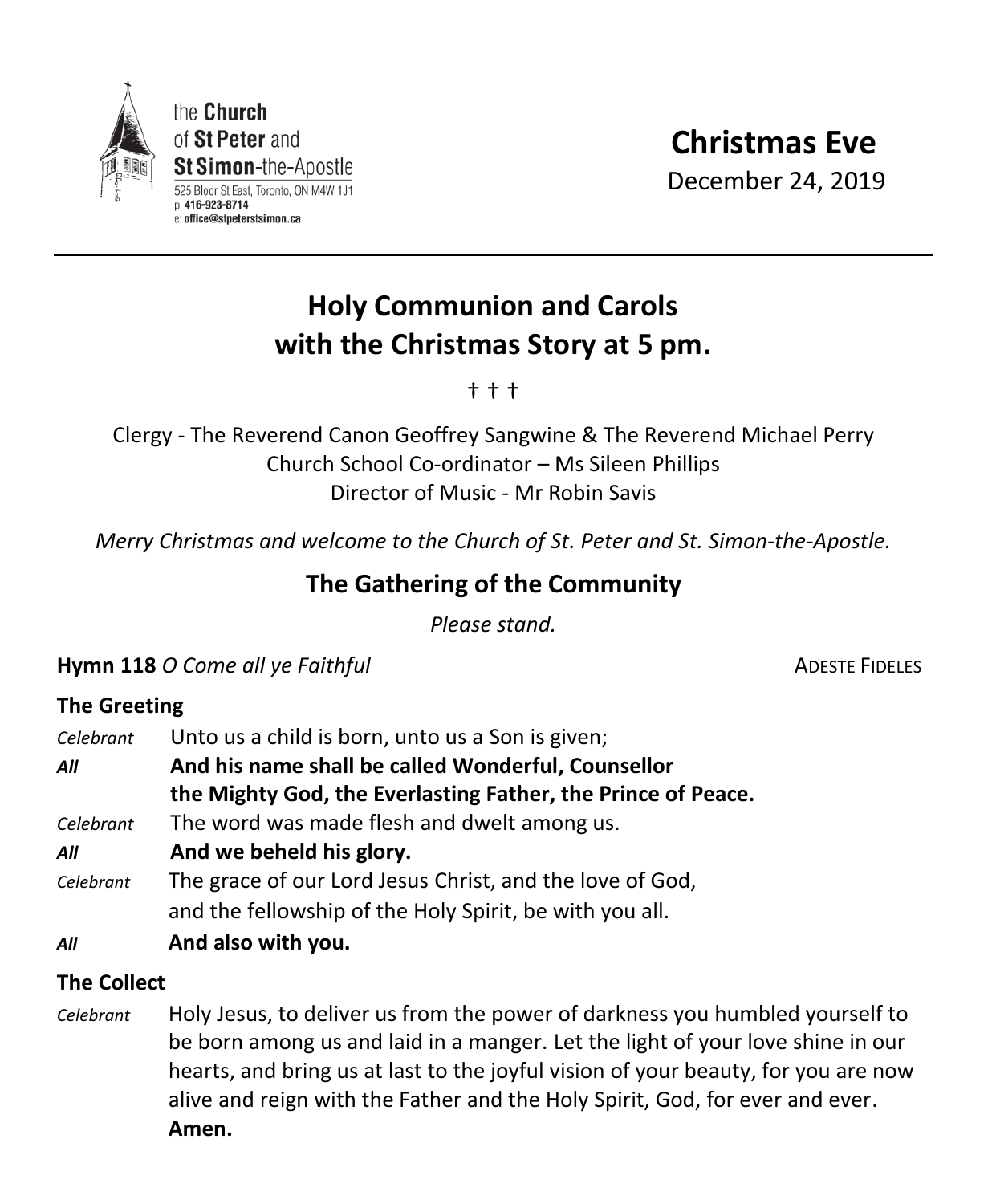the **Church** of **St Peter** and **St Simon**-the-Apostle
525 Bloor St East, Toronto, ON M4W 1J1
p: **416-923-8714**
e: **office@stpeterstsimon.ca**

# Christmas Eve

December 24, 2019

---

## Holy Communion and Carols with the Christmas Story at 5 pm.

† † †

Clergy - The Reverend Canon Geoffrey Sangwine & The Reverend Michael Perry
Church School Co-ordinator – Ms Sileen Phillips
Director of Music - Mr Robin Savis

*Merry Christmas and welcome to the Church of St. Peter and St. Simon-the-Apostle.*

## The Gathering of the Community

*Please stand.*

**Hymn 118** *O Come all ye Faithful* ADESTE FIDELES

### The Greeting

*Celebrant* Unto us a child is born, unto us a Son is given;

***All*** **And his name shall be called Wonderful, Counsellor the Mighty God, the Everlasting Father, the Prince of Peace.**

*Celebrant* The word was made flesh and dwelt among us.

***All*** **And we beheld his glory.**

*Celebrant* The grace of our Lord Jesus Christ, and the love of God, and the fellowship of the Holy Spirit, be with you all.

***All*** **And also with you.**

### The Collect

*Celebrant* Holy Jesus, to deliver us from the power of darkness you humbled yourself to be born among us and laid in a manger. Let the light of your love shine in our hearts, and bring us at last to the joyful vision of your beauty, for you are now alive and reign with the Father and the Holy Spirit, God, for ever and ever. **Amen.**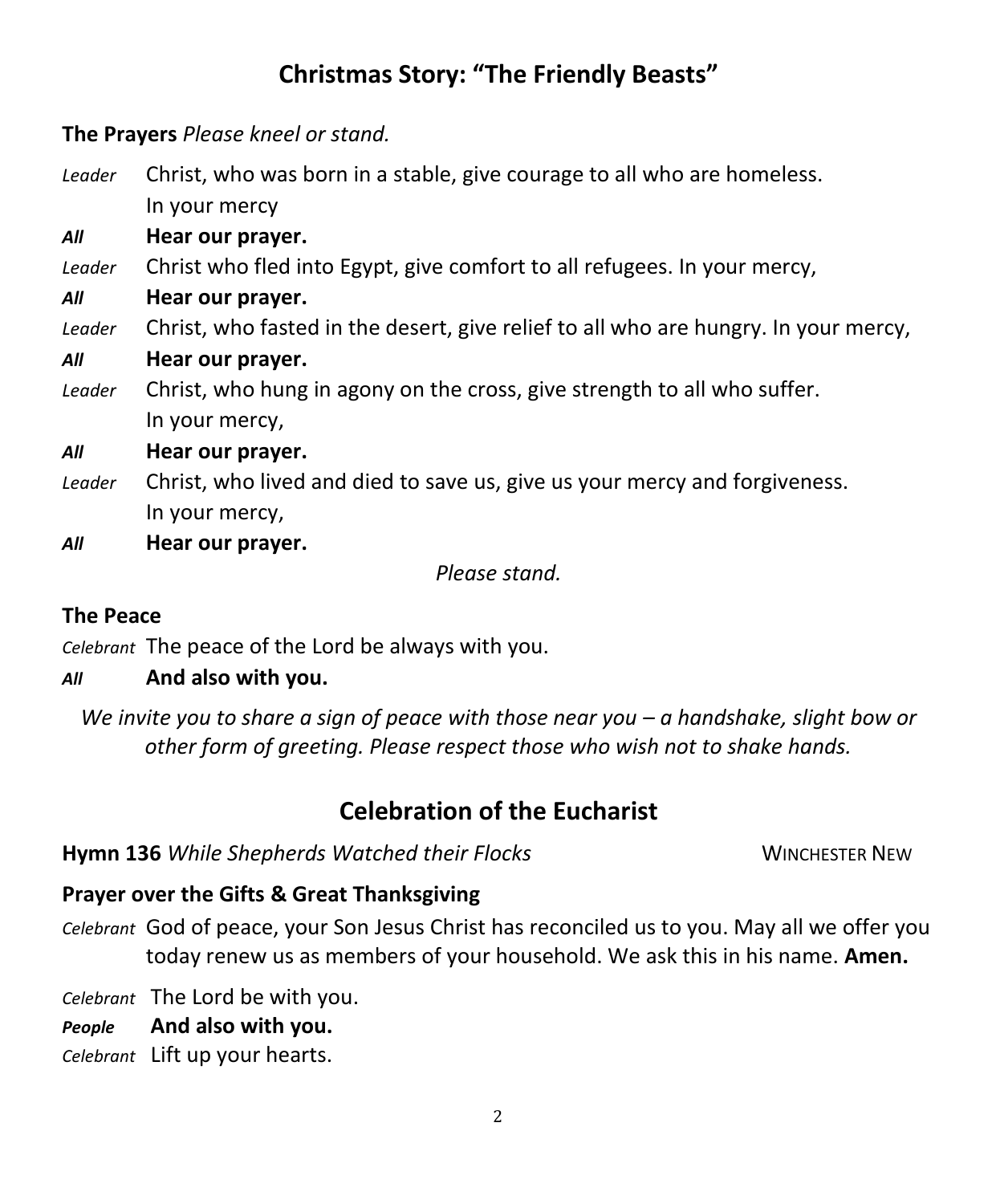## Christmas Story: "The Friendly Beasts"

**The Prayers** *Please kneel or stand.*

*Leader* Christ, who was born in a stable, give courage to all who are homeless.
In your mercy

***All*** **Hear our prayer.**

*Leader* Christ who fled into Egypt, give comfort to all refugees. In your mercy,

***All*** **Hear our prayer.**

*Leader* Christ, who fasted in the desert, give relief to all who are hungry. In your mercy,

***All*** **Hear our prayer.**

*Leader* Christ, who hung in agony on the cross, give strength to all who suffer.
In your mercy,

***All*** **Hear our prayer.**

*Leader* Christ, who lived and died to save us, give us your mercy and forgiveness.
In your mercy,

***All*** **Hear our prayer.**

*Please stand.*

**The Peace**

*Celebrant* The peace of the Lord be always with you.

***All*** **And also with you.**

*We invite you to share a sign of peace with those near you – a handshake, slight bow or other form of greeting. Please respect those who wish not to shake hands.*

## Celebration of the Eucharist

**Hymn 136** *While Shepherds Watched their Flocks* WINCHESTER NEW

**Prayer over the Gifts & Great Thanksgiving**

*Celebrant* God of peace, your Son Jesus Christ has reconciled us to you. May all we offer you today renew us as members of your household. We ask this in his name. **Amen.**

*Celebrant* The Lord be with you.

***People*** **And also with you.**

*Celebrant* Lift up your hearts.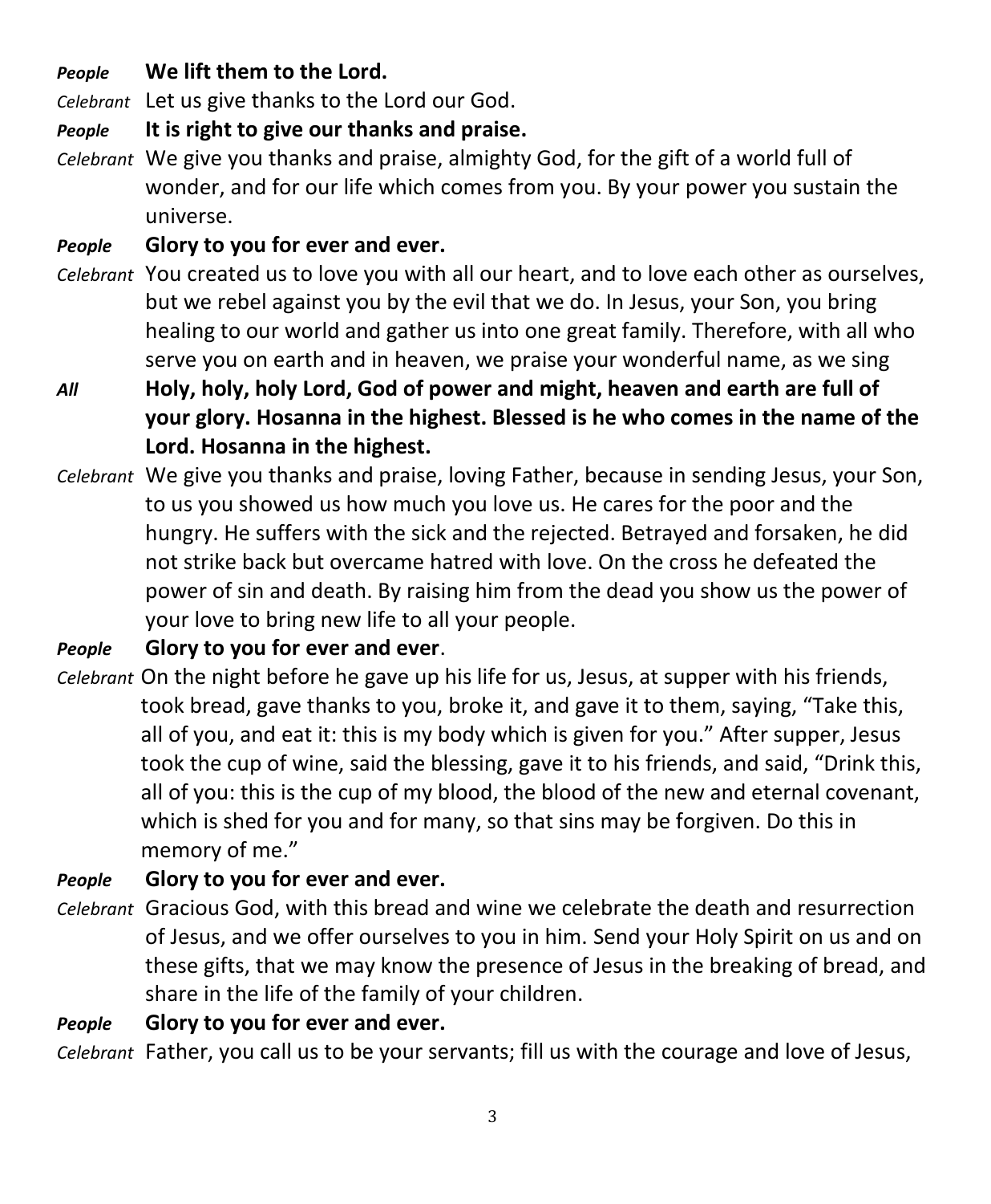*People* **We lift them to the Lord.**

*Celebrant* Let us give thanks to the Lord our God.

*People* **It is right to give our thanks and praise.**

*Celebrant* We give you thanks and praise, almighty God, for the gift of a world full of wonder, and for our life which comes from you. By your power you sustain the universe.

*People* **Glory to you for ever and ever.**

*Celebrant* You created us to love you with all our heart, and to love each other as ourselves, but we rebel against you by the evil that we do. In Jesus, your Son, you bring healing to our world and gather us into one great family. Therefore, with all who serve you on earth and in heaven, we praise your wonderful name, as we sing

*All* **Holy, holy, holy Lord, God of power and might, heaven and earth are full of your glory. Hosanna in the highest. Blessed is he who comes in the name of the Lord. Hosanna in the highest.**

*Celebrant* We give you thanks and praise, loving Father, because in sending Jesus, your Son, to us you showed us how much you love us. He cares for the poor and the hungry. He suffers with the sick and the rejected. Betrayed and forsaken, he did not strike back but overcame hatred with love. On the cross he defeated the power of sin and death. By raising him from the dead you show us the power of your love to bring new life to all your people.

*People* **Glory to you for ever and ever**.

*Celebrant* On the night before he gave up his life for us, Jesus, at supper with his friends, took bread, gave thanks to you, broke it, and gave it to them, saying, "Take this, all of you, and eat it: this is my body which is given for you." After supper, Jesus took the cup of wine, said the blessing, gave it to his friends, and said, "Drink this, all of you: this is the cup of my blood, the blood of the new and eternal covenant, which is shed for you and for many, so that sins may be forgiven. Do this in memory of me."

*People* **Glory to you for ever and ever.**

*Celebrant* Gracious God, with this bread and wine we celebrate the death and resurrection of Jesus, and we offer ourselves to you in him. Send your Holy Spirit on us and on these gifts, that we may know the presence of Jesus in the breaking of bread, and share in the life of the family of your children.

*People* **Glory to you for ever and ever.**

*Celebrant* Father, you call us to be your servants; fill us with the courage and love of Jesus,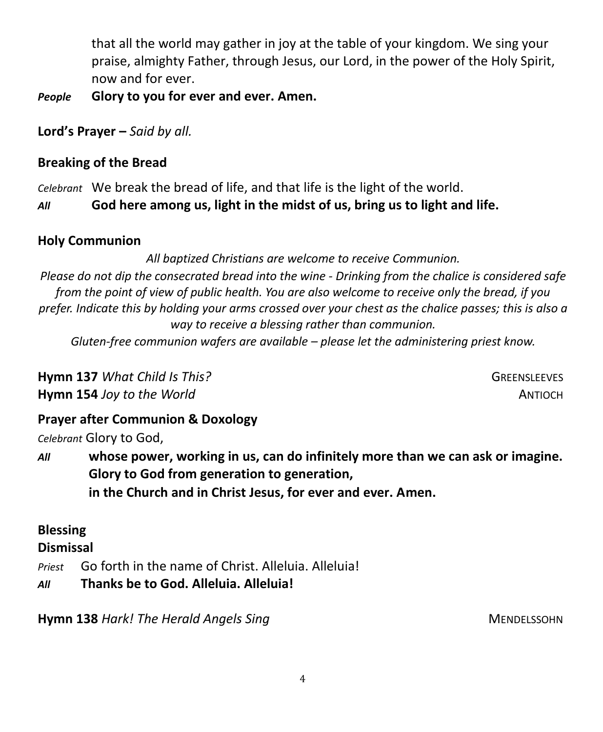that all the world may gather in joy at the table of your kingdom. We sing your praise, almighty Father, through Jesus, our Lord, in the power of the Holy Spirit, now and for ever.

***People*** **Glory to you for ever and ever. Amen.**

**Lord's Prayer –** *Said by all.*

**Breaking of the Bread**

*Celebrant* We break the bread of life, and that life is the light of the world.

***All*** **God here among us, light in the midst of us, bring us to light and life.**

**Holy Communion**

*All baptized Christians are welcome to receive Communion.*

*Please do not dip the consecrated bread into the wine - Drinking from the chalice is considered safe from the point of view of public health. You are also welcome to receive only the bread, if you prefer. Indicate this by holding your arms crossed over your chest as the chalice passes; this is also a way to receive a blessing rather than communion.*

*Gluten-free communion wafers are available – please let the administering priest know.*

**Hymn 137** *What Child Is This?* GREENSLEEVES

**Hymn 154** *Joy to the World* ANTIOCH

**Prayer after Communion & Doxology**

*Celebrant* Glory to God,

***All*** **whose power, working in us, can do infinitely more than we can ask or imagine.
Glory to God from generation to generation,
in the Church and in Christ Jesus, for ever and ever. Amen.**

**Blessing**

**Dismissal**

*Priest* Go forth in the name of Christ. Alleluia. Alleluia!

***All*** **Thanks be to God. Alleluia. Alleluia!**

**Hymn 138** *Hark! The Herald Angels Sing* MENDELSSOHN